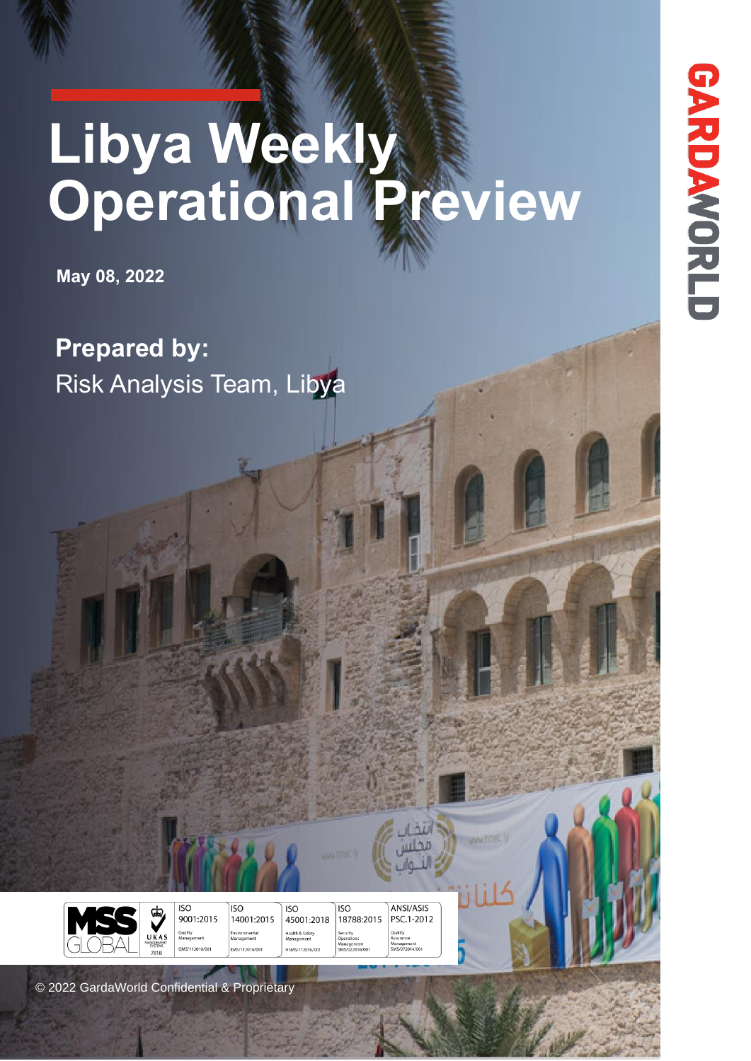# Libya Weekly Operational Preview

**May 08, 2022**

**Prepared by:**
Risk Analysis Team, Libya

GARDAWORLD

| MSS GLOBAL | UKAS MANAGEMENT SYSTEMS 7818 | ISO 9001:2015 Quality Management QMS/112016/001 | ISO 14001:2015 Environmental Management EMS/112016/001 | ISO 45001:2018 Health & Safety Management HSMS/112016/001 | ISO 18788:2015 Security Operations Management SMS/022016/001 | ANSI/ASIS PSC.1-2012 Quality Assurance Management SMS/072014/001 |
|---|---|---|---|---|---|---|

© 2022 GardaWorld Confidential & Proprietary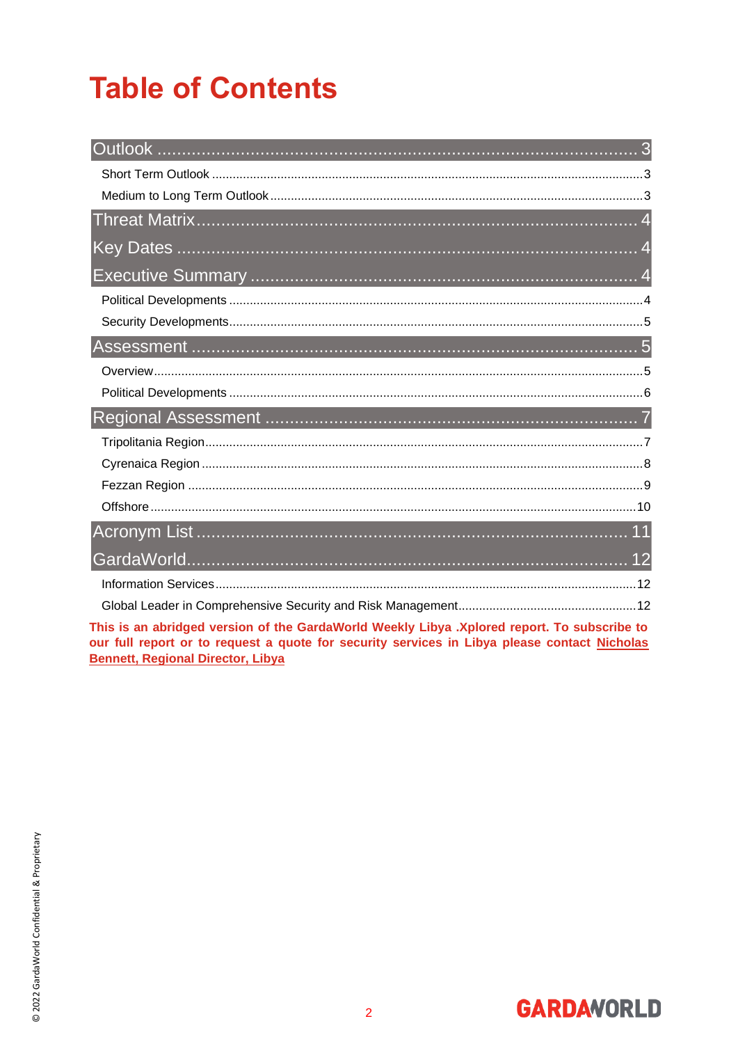# Table of Contents

- **Outlook** ..... 3
  - Short Term Outlook ..... 3
  - Medium to Long Term Outlook ..... 3
- **Threat Matrix** ..... 4
- **Key Dates** ..... 4
- **Executive Summary** ..... 4
  - Political Developments ..... 4
  - Security Developments ..... 5
- **Assessment** ..... 5
  - Overview ..... 5
  - Political Developments ..... 6
- **Regional Assessment** ..... 7
  - Tripolitania Region ..... 7
  - Cyrenaica Region ..... 8
  - Fezzan Region ..... 9
  - Offshore ..... 10
- **Acronym List** ..... 11
- **GardaWorld** ..... 12
  - Information Services ..... 12
  - Global Leader in Comprehensive Security and Risk Management ..... 12

**This is an abridged version of the GardaWorld Weekly Libya .Xplored report. To subscribe to our full report or to request a quote for security services in Libya please contact Nicholas Bennett, Regional Director, Libya**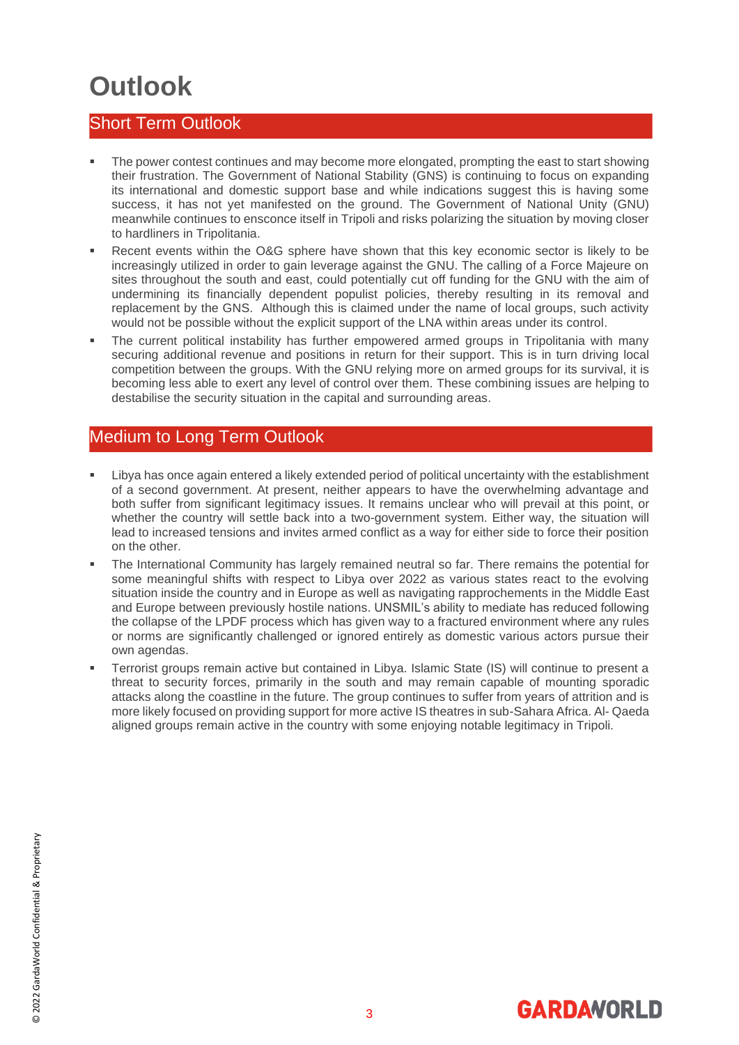# Outlook

## Short Term Outlook

- The power contest continues and may become more elongated, prompting the east to start showing their frustration. The Government of National Stability (GNS) is continuing to focus on expanding its international and domestic support base and while indications suggest this is having some success, it has not yet manifested on the ground. The Government of National Unity (GNU) meanwhile continues to ensconce itself in Tripoli and risks polarizing the situation by moving closer to hardliners in Tripolitania.
- Recent events within the O&G sphere have shown that this key economic sector is likely to be increasingly utilized in order to gain leverage against the GNU. The calling of a Force Majeure on sites throughout the south and east, could potentially cut off funding for the GNU with the aim of undermining its financially dependent populist policies, thereby resulting in its removal and replacement by the GNS. Although this is claimed under the name of local groups, such activity would not be possible without the explicit support of the LNA within areas under its control.
- The current political instability has further empowered armed groups in Tripolitania with many securing additional revenue and positions in return for their support. This is in turn driving local competition between the groups. With the GNU relying more on armed groups for its survival, it is becoming less able to exert any level of control over them. These combining issues are helping to destabilise the security situation in the capital and surrounding areas.

## Medium to Long Term Outlook

- Libya has once again entered a likely extended period of political uncertainty with the establishment of a second government. At present, neither appears to have the overwhelming advantage and both suffer from significant legitimacy issues. It remains unclear who will prevail at this point, or whether the country will settle back into a two-government system. Either way, the situation will lead to increased tensions and invites armed conflict as a way for either side to force their position on the other.
- The International Community has largely remained neutral so far. There remains the potential for some meaningful shifts with respect to Libya over 2022 as various states react to the evolving situation inside the country and in Europe as well as navigating rapprochements in the Middle East and Europe between previously hostile nations. UNSMIL's ability to mediate has reduced following the collapse of the LPDF process which has given way to a fractured environment where any rules or norms are significantly challenged or ignored entirely as domestic various actors pursue their own agendas.
- Terrorist groups remain active but contained in Libya. Islamic State (IS) will continue to present a threat to security forces, primarily in the south and may remain capable of mounting sporadic attacks along the coastline in the future. The group continues to suffer from years of attrition and is more likely focused on providing support for more active IS theatres in sub-Sahara Africa. Al- Qaeda aligned groups remain active in the country with some enjoying notable legitimacy in Tripoli.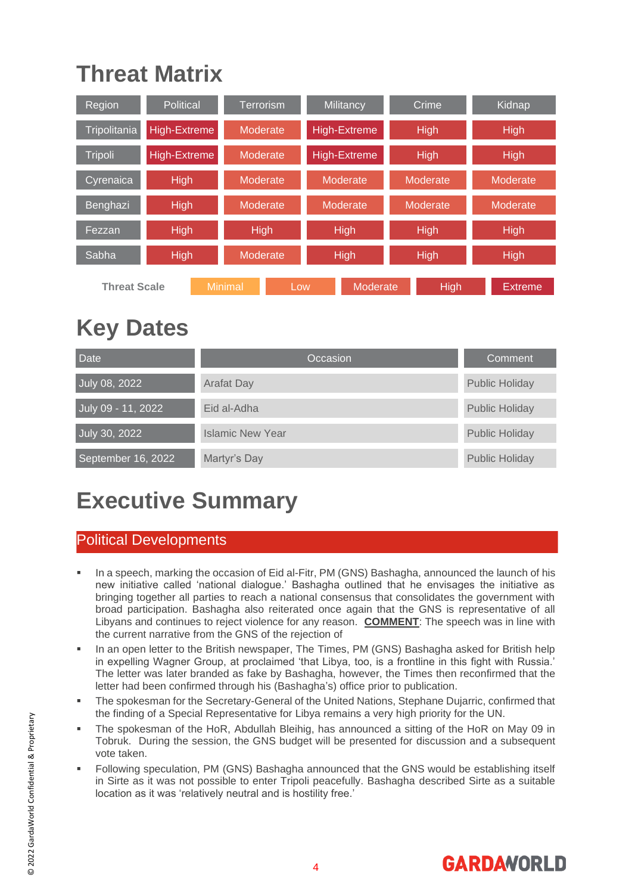# Threat Matrix

| Region | Political | Terrorism | Militancy | Crime | Kidnap |
|---|---|---|---|---|---|
| Tripolitania | High-Extreme | Moderate | High-Extreme | High | High |
| Tripoli | High-Extreme | Moderate | High-Extreme | High | High |
| Cyrenaica | High | Moderate | Moderate | Moderate | Moderate |
| Benghazi | High | Moderate | Moderate | Moderate | Moderate |
| Fezzan | High | High | High | High | High |
| Sabha | High | Moderate | High | High | High |

| Threat Scale | Minimal | Low | Moderate | High | Extreme |
|---|---|---|---|---|---|

# Key Dates

| Date | Occasion | Comment |
|---|---|---|
| July 08, 2022 | Arafat Day | Public Holiday |
| July 09 - 11, 2022 | Eid al-Adha | Public Holiday |
| July 30, 2022 | Islamic New Year | Public Holiday |
| September 16, 2022 | Martyr's Day | Public Holiday |

# Executive Summary

## Political Developments

- In a speech, marking the occasion of Eid al-Fitr, PM (GNS) Bashagha, announced the launch of his new initiative called 'national dialogue.' Bashagha outlined that he envisages the initiative as bringing together all parties to reach a national consensus that consolidates the government with broad participation. Bashagha also reiterated once again that the GNS is representative of all Libyans and continues to reject violence for any reason. **COMMENT**: The speech was in line with the current narrative from the GNS of the rejection of
- In an open letter to the British newspaper, The Times, PM (GNS) Bashagha asked for British help in expelling Wagner Group, at proclaimed 'that Libya, too, is a frontline in this fight with Russia.' The letter was later branded as fake by Bashagha, however, the Times then reconfirmed that the letter had been confirmed through his (Bashagha's) office prior to publication.
- The spokesman for the Secretary-General of the United Nations, Stephane Dujarric, confirmed that the finding of a Special Representative for Libya remains a very high priority for the UN.
- The spokesman of the HoR, Abdullah Bleihig, has announced a sitting of the HoR on May 09 in Tobruk. During the session, the GNS budget will be presented for discussion and a subsequent vote taken.
- Following speculation, PM (GNS) Bashagha announced that the GNS would be establishing itself in Sirte as it was not possible to enter Tripoli peacefully. Bashagha described Sirte as a suitable location as it was 'relatively neutral and is hostility free.'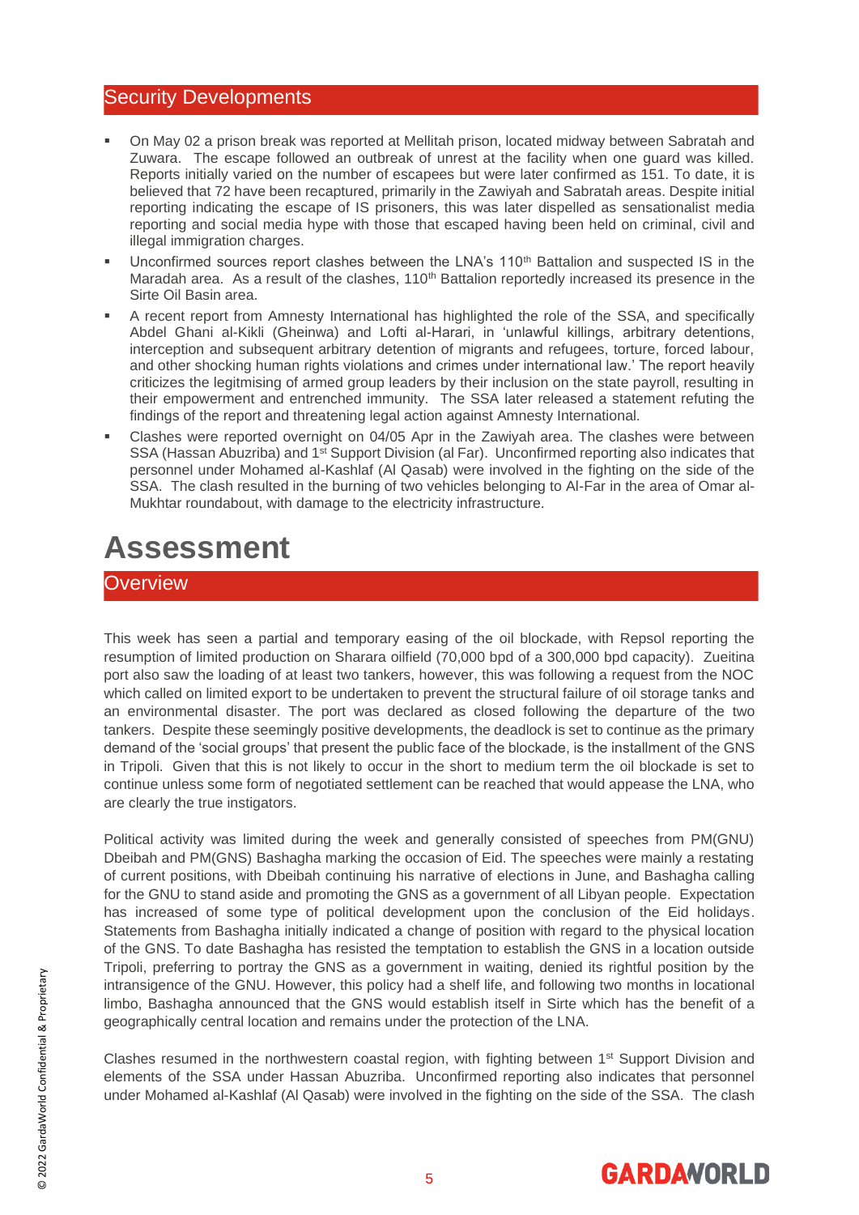## Security Developments

- On May 02 a prison break was reported at Mellitah prison, located midway between Sabratah and Zuwara. The escape followed an outbreak of unrest at the facility when one guard was killed. Reports initially varied on the number of escapees but were later confirmed as 151. To date, it is believed that 72 have been recaptured, primarily in the Zawiyah and Sabratah areas. Despite initial reporting indicating the escape of IS prisoners, this was later dispelled as sensationalist media reporting and social media hype with those that escaped having been held on criminal, civil and illegal immigration charges.
- Unconfirmed sources report clashes between the LNA's 110th Battalion and suspected IS in the Maradah area. As a result of the clashes, 110th Battalion reportedly increased its presence in the Sirte Oil Basin area.
- A recent report from Amnesty International has highlighted the role of the SSA, and specifically Abdel Ghani al-Kikli (Gheinwa) and Lofti al-Harari, in 'unlawful killings, arbitrary detentions, interception and subsequent arbitrary detention of migrants and refugees, torture, forced labour, and other shocking human rights violations and crimes under international law.' The report heavily criticizes the legitimising of armed group leaders by their inclusion on the state payroll, resulting in their empowerment and entrenched immunity. The SSA later released a statement refuting the findings of the report and threatening legal action against Amnesty International.
- Clashes were reported overnight on 04/05 Apr in the Zawiyah area. The clashes were between SSA (Hassan Abuzriba) and 1st Support Division (al Far). Unconfirmed reporting also indicates that personnel under Mohamed al-Kashlaf (Al Qasab) were involved in the fighting on the side of the SSA. The clash resulted in the burning of two vehicles belonging to Al-Far in the area of Omar al-Mukhtar roundabout, with damage to the electricity infrastructure.

# Assessment

## Overview

This week has seen a partial and temporary easing of the oil blockade, with Repsol reporting the resumption of limited production on Sharara oilfield (70,000 bpd of a 300,000 bpd capacity). Zueitina port also saw the loading of at least two tankers, however, this was following a request from the NOC which called on limited export to be undertaken to prevent the structural failure of oil storage tanks and an environmental disaster. The port was declared as closed following the departure of the two tankers. Despite these seemingly positive developments, the deadlock is set to continue as the primary demand of the 'social groups' that present the public face of the blockade, is the installment of the GNS in Tripoli. Given that this is not likely to occur in the short to medium term the oil blockade is set to continue unless some form of negotiated settlement can be reached that would appease the LNA, who are clearly the true instigators.

Political activity was limited during the week and generally consisted of speeches from PM(GNU) Dbeibah and PM(GNS) Bashagha marking the occasion of Eid. The speeches were mainly a restating of current positions, with Dbeibah continuing his narrative of elections in June, and Bashagha calling for the GNU to stand aside and promoting the GNS as a government of all Libyan people. Expectation has increased of some type of political development upon the conclusion of the Eid holidays. Statements from Bashagha initially indicated a change of position with regard to the physical location of the GNS. To date Bashagha has resisted the temptation to establish the GNS in a location outside Tripoli, preferring to portray the GNS as a government in waiting, denied its rightful position by the intransigence of the GNU. However, this policy had a shelf life, and following two months in locational limbo, Bashagha announced that the GNS would establish itself in Sirte which has the benefit of a geographically central location and remains under the protection of the LNA.

Clashes resumed in the northwestern coastal region, with fighting between 1st Support Division and elements of the SSA under Hassan Abuzriba. Unconfirmed reporting also indicates that personnel under Mohamed al-Kashlaf (Al Qasab) were involved in the fighting on the side of the SSA. The clash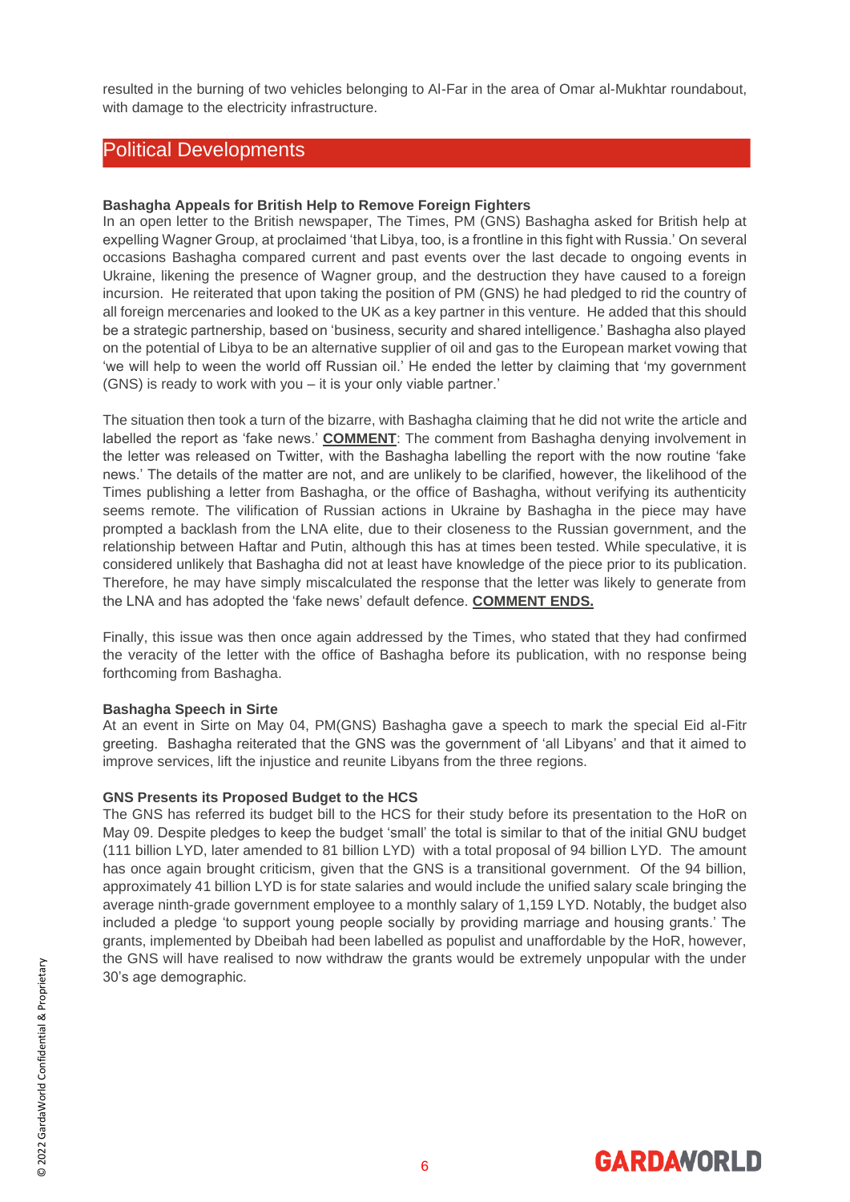resulted in the burning of two vehicles belonging to Al-Far in the area of Omar al-Mukhtar roundabout, with damage to the electricity infrastructure.

## Political Developments

**Bashagha Appeals for British Help to Remove Foreign Fighters**

In an open letter to the British newspaper, The Times, PM (GNS) Bashagha asked for British help at expelling Wagner Group, at proclaimed 'that Libya, too, is a frontline in this fight with Russia.' On several occasions Bashagha compared current and past events over the last decade to ongoing events in Ukraine, likening the presence of Wagner group, and the destruction they have caused to a foreign incursion. He reiterated that upon taking the position of PM (GNS) he had pledged to rid the country of all foreign mercenaries and looked to the UK as a key partner in this venture. He added that this should be a strategic partnership, based on 'business, security and shared intelligence.' Bashagha also played on the potential of Libya to be an alternative supplier of oil and gas to the European market vowing that 'we will help to ween the world off Russian oil.' He ended the letter by claiming that 'my government (GNS) is ready to work with you – it is your only viable partner.'

The situation then took a turn of the bizarre, with Bashagha claiming that he did not write the article and labelled the report as 'fake news.' **COMMENT**: The comment from Bashagha denying involvement in the letter was released on Twitter, with the Bashagha labelling the report with the now routine 'fake news.' The details of the matter are not, and are unlikely to be clarified, however, the likelihood of the Times publishing a letter from Bashagha, or the office of Bashagha, without verifying its authenticity seems remote. The vilification of Russian actions in Ukraine by Bashagha in the piece may have prompted a backlash from the LNA elite, due to their closeness to the Russian government, and the relationship between Haftar and Putin, although this has at times been tested. While speculative, it is considered unlikely that Bashagha did not at least have knowledge of the piece prior to its publication. Therefore, he may have simply miscalculated the response that the letter was likely to generate from the LNA and has adopted the 'fake news' default defence. **COMMENT ENDS.**

Finally, this issue was then once again addressed by the Times, who stated that they had confirmed the veracity of the letter with the office of Bashagha before its publication, with no response being forthcoming from Bashagha.

**Bashagha Speech in Sirte**

At an event in Sirte on May 04, PM(GNS) Bashagha gave a speech to mark the special Eid al-Fitr greeting. Bashagha reiterated that the GNS was the government of 'all Libyans' and that it aimed to improve services, lift the injustice and reunite Libyans from the three regions.

**GNS Presents its Proposed Budget to the HCS**

The GNS has referred its budget bill to the HCS for their study before its presentation to the HoR on May 09. Despite pledges to keep the budget 'small' the total is similar to that of the initial GNU budget (111 billion LYD, later amended to 81 billion LYD) with a total proposal of 94 billion LYD. The amount has once again brought criticism, given that the GNS is a transitional government. Of the 94 billion, approximately 41 billion LYD is for state salaries and would include the unified salary scale bringing the average ninth-grade government employee to a monthly salary of 1,159 LYD. Notably, the budget also included a pledge 'to support young people socially by providing marriage and housing grants.' The grants, implemented by Dbeibah had been labelled as populist and unaffordable by the HoR, however, the GNS will have realised to now withdraw the grants would be extremely unpopular with the under 30's age demographic.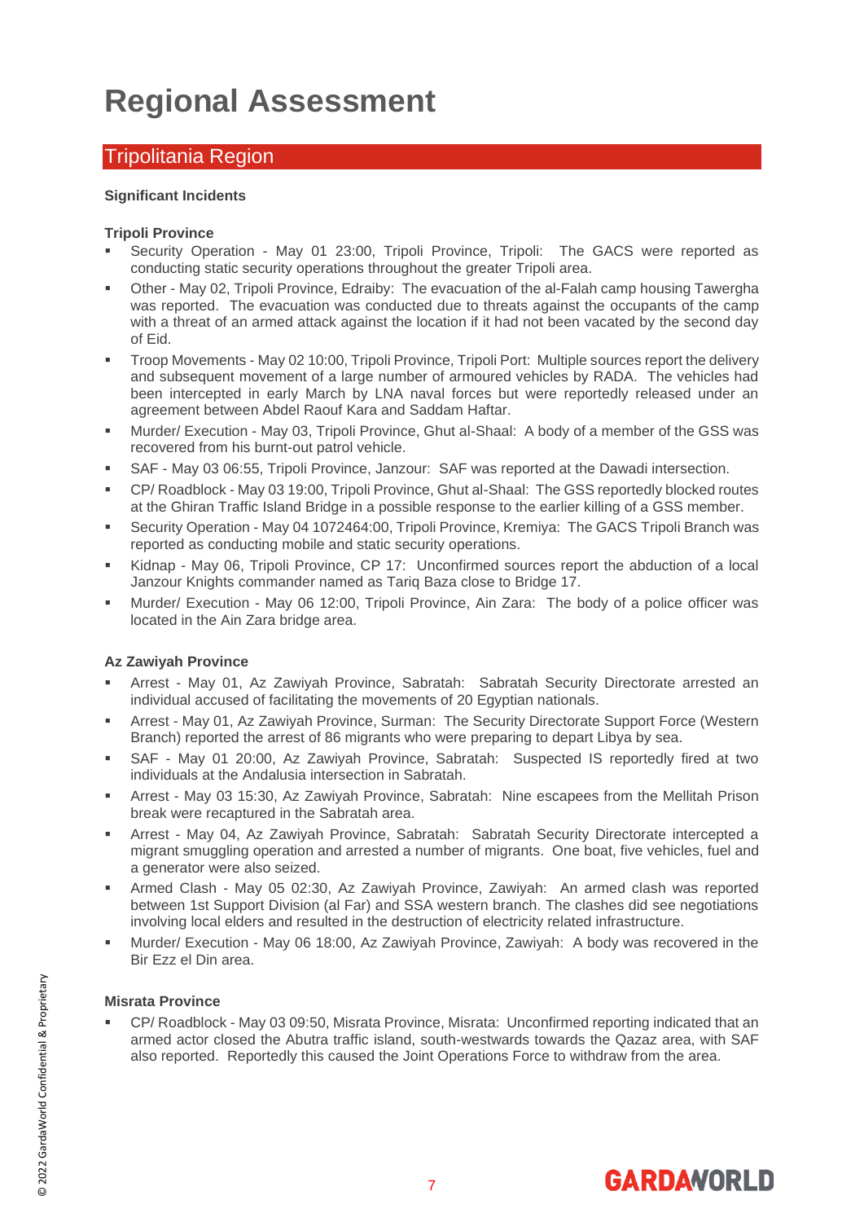# Regional Assessment

## Tripolitania Region

**Significant Incidents**

**Tripoli Province**

- Security Operation - May 01 23:00, Tripoli Province, Tripoli: The GACS were reported as conducting static security operations throughout the greater Tripoli area.
- Other - May 02, Tripoli Province, Edraiby: The evacuation of the al-Falah camp housing Tawergha was reported. The evacuation was conducted due to threats against the occupants of the camp with a threat of an armed attack against the location if it had not been vacated by the second day of Eid.
- Troop Movements - May 02 10:00, Tripoli Province, Tripoli Port: Multiple sources report the delivery and subsequent movement of a large number of armoured vehicles by RADA. The vehicles had been intercepted in early March by LNA naval forces but were reportedly released under an agreement between Abdel Raouf Kara and Saddam Haftar.
- Murder/ Execution - May 03, Tripoli Province, Ghut al-Shaal: A body of a member of the GSS was recovered from his burnt-out patrol vehicle.
- SAF - May 03 06:55, Tripoli Province, Janzour: SAF was reported at the Dawadi intersection.
- CP/ Roadblock - May 03 19:00, Tripoli Province, Ghut al-Shaal: The GSS reportedly blocked routes at the Ghiran Traffic Island Bridge in a possible response to the earlier killing of a GSS member.
- Security Operation - May 04 1072464:00, Tripoli Province, Kremiya: The GACS Tripoli Branch was reported as conducting mobile and static security operations.
- Kidnap - May 06, Tripoli Province, CP 17: Unconfirmed sources report the abduction of a local Janzour Knights commander named as Tariq Baza close to Bridge 17.
- Murder/ Execution - May 06 12:00, Tripoli Province, Ain Zara: The body of a police officer was located in the Ain Zara bridge area.

**Az Zawiyah Province**

- Arrest - May 01, Az Zawiyah Province, Sabratah: Sabratah Security Directorate arrested an individual accused of facilitating the movements of 20 Egyptian nationals.
- Arrest - May 01, Az Zawiyah Province, Surman: The Security Directorate Support Force (Western Branch) reported the arrest of 86 migrants who were preparing to depart Libya by sea.
- SAF - May 01 20:00, Az Zawiyah Province, Sabratah: Suspected IS reportedly fired at two individuals at the Andalusia intersection in Sabratah.
- Arrest - May 03 15:30, Az Zawiyah Province, Sabratah: Nine escapees from the Mellitah Prison break were recaptured in the Sabratah area.
- Arrest - May 04, Az Zawiyah Province, Sabratah: Sabratah Security Directorate intercepted a migrant smuggling operation and arrested a number of migrants. One boat, five vehicles, fuel and a generator were also seized.
- Armed Clash - May 05 02:30, Az Zawiyah Province, Zawiyah: An armed clash was reported between 1st Support Division (al Far) and SSA western branch. The clashes did see negotiations involving local elders and resulted in the destruction of electricity related infrastructure.
- Murder/ Execution - May 06 18:00, Az Zawiyah Province, Zawiyah: A body was recovered in the Bir Ezz el Din area.

**Misrata Province**

- CP/ Roadblock - May 03 09:50, Misrata Province, Misrata: Unconfirmed reporting indicated that an armed actor closed the Abutra traffic island, south-westwards towards the Qazaz area, with SAF also reported. Reportedly this caused the Joint Operations Force to withdraw from the area.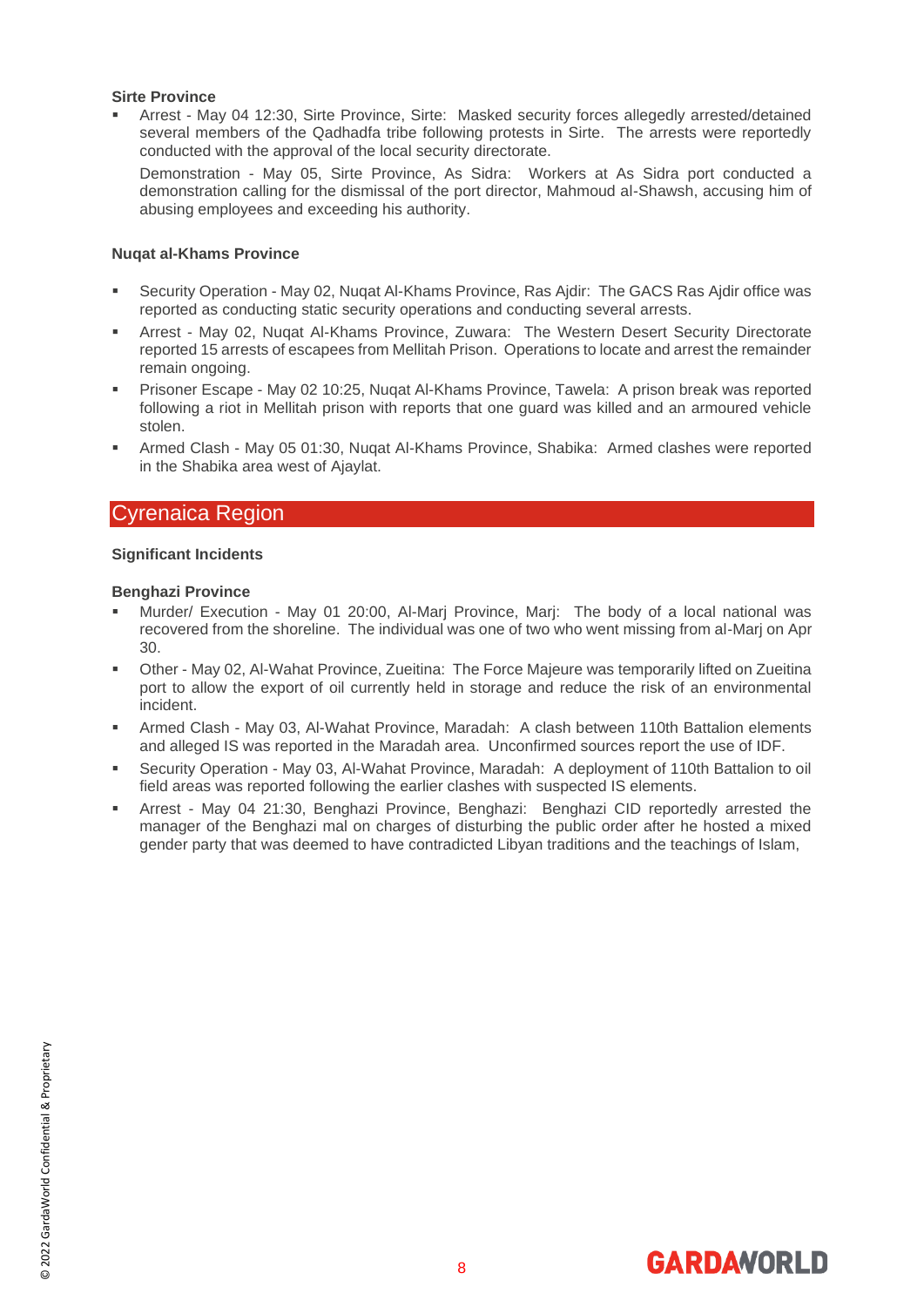**Sirte Province**

- Arrest - May 04 12:30, Sirte Province, Sirte: Masked security forces allegedly arrested/detained several members of the Qadhadfa tribe following protests in Sirte. The arrests were reportedly conducted with the approval of the local security directorate.

  Demonstration - May 05, Sirte Province, As Sidra: Workers at As Sidra port conducted a demonstration calling for the dismissal of the port director, Mahmoud al-Shawsh, accusing him of abusing employees and exceeding his authority.

**Nuqat al-Khams Province**

- Security Operation - May 02, Nuqat Al-Khams Province, Ras Ajdir: The GACS Ras Ajdir office was reported as conducting static security operations and conducting several arrests.
- Arrest - May 02, Nuqat Al-Khams Province, Zuwara: The Western Desert Security Directorate reported 15 arrests of escapees from Mellitah Prison. Operations to locate and arrest the remainder remain ongoing.
- Prisoner Escape - May 02 10:25, Nuqat Al-Khams Province, Tawela: A prison break was reported following a riot in Mellitah prison with reports that one guard was killed and an armoured vehicle stolen.
- Armed Clash - May 05 01:30, Nuqat Al-Khams Province, Shabika: Armed clashes were reported in the Shabika area west of Ajaylat.

## Cyrenaica Region

**Significant Incidents**

**Benghazi Province**

- Murder/ Execution - May 01 20:00, Al-Marj Province, Marj: The body of a local national was recovered from the shoreline. The individual was one of two who went missing from al-Marj on Apr 30.
- Other - May 02, Al-Wahat Province, Zueitina: The Force Majeure was temporarily lifted on Zueitina port to allow the export of oil currently held in storage and reduce the risk of an environmental incident.
- Armed Clash - May 03, Al-Wahat Province, Maradah: A clash between 110th Battalion elements and alleged IS was reported in the Maradah area. Unconfirmed sources report the use of IDF.
- Security Operation - May 03, Al-Wahat Province, Maradah: A deployment of 110th Battalion to oil field areas was reported following the earlier clashes with suspected IS elements.
- Arrest - May 04 21:30, Benghazi Province, Benghazi: Benghazi CID reportedly arrested the manager of the Benghazi mal on charges of disturbing the public order after he hosted a mixed gender party that was deemed to have contradicted Libyan traditions and the teachings of Islam,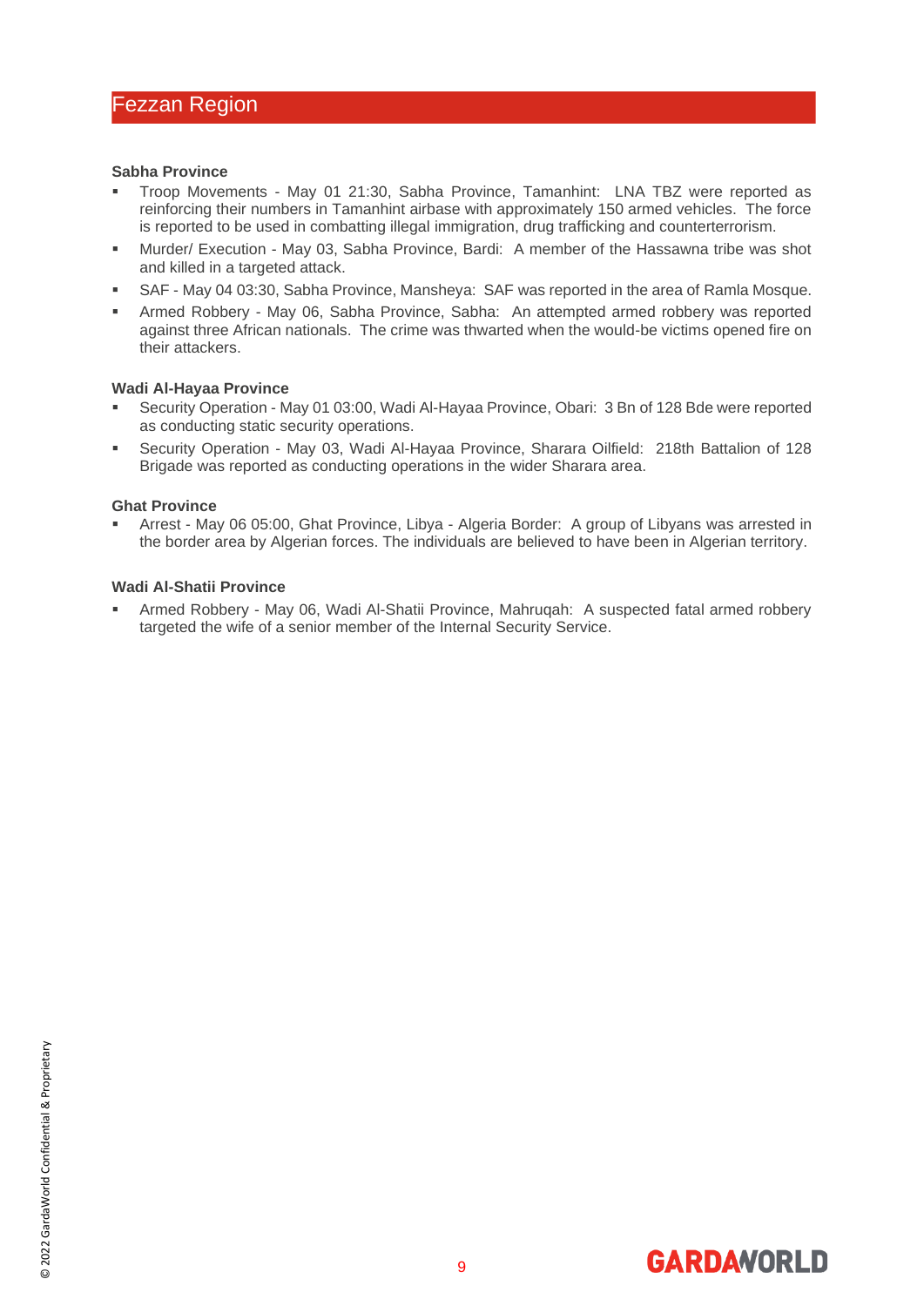## Fezzan Region

### Sabha Province

- Troop Movements - May 01 21:30, Sabha Province, Tamanhint: LNA TBZ were reported as reinforcing their numbers in Tamanhint airbase with approximately 150 armed vehicles. The force is reported to be used in combatting illegal immigration, drug trafficking and counterterrorism.
- Murder/ Execution - May 03, Sabha Province, Bardi: A member of the Hassawna tribe was shot and killed in a targeted attack.
- SAF - May 04 03:30, Sabha Province, Mansheya: SAF was reported in the area of Ramla Mosque.
- Armed Robbery - May 06, Sabha Province, Sabha: An attempted armed robbery was reported against three African nationals. The crime was thwarted when the would-be victims opened fire on their attackers.

### Wadi Al-Hayaa Province

- Security Operation - May 01 03:00, Wadi Al-Hayaa Province, Obari: 3 Bn of 128 Bde were reported as conducting static security operations.
- Security Operation - May 03, Wadi Al-Hayaa Province, Sharara Oilfield: 218th Battalion of 128 Brigade was reported as conducting operations in the wider Sharara area.

### Ghat Province

- Arrest - May 06 05:00, Ghat Province, Libya - Algeria Border: A group of Libyans was arrested in the border area by Algerian forces. The individuals are believed to have been in Algerian territory.

### Wadi Al-Shatii Province

- Armed Robbery - May 06, Wadi Al-Shatii Province, Mahruqah: A suspected fatal armed robbery targeted the wife of a senior member of the Internal Security Service.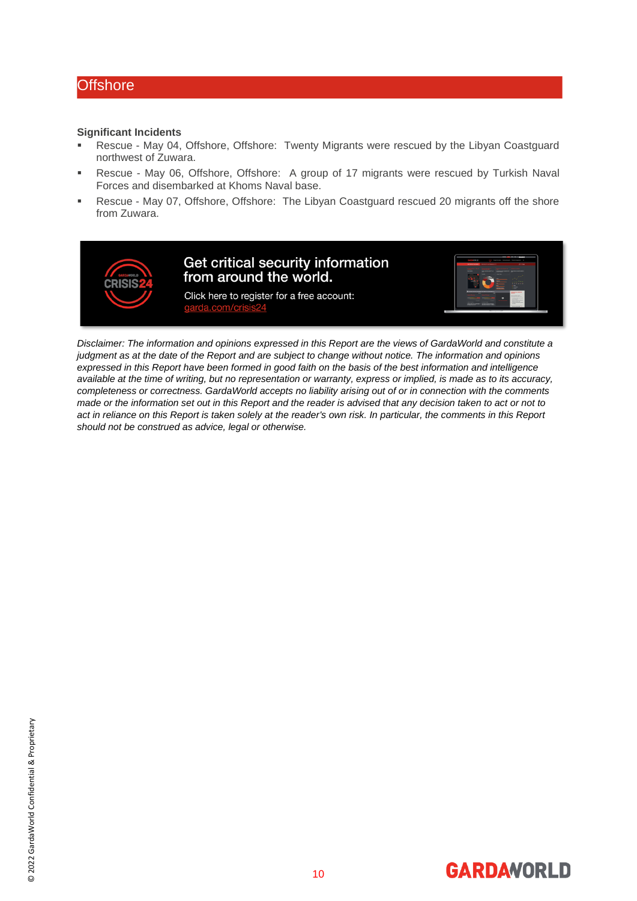## Offshore

**Significant Incidents**

- Rescue - May 04, Offshore, Offshore: Twenty Migrants were rescued by the Libyan Coastguard northwest of Zuwara.
- Rescue - May 06, Offshore, Offshore: A group of 17 migrants were rescued by Turkish Naval Forces and disembarked at Khoms Naval base.
- Rescue - May 07, Offshore, Offshore: The Libyan Coastguard rescued 20 migrants off the shore from Zuwara.

Get critical security information from around the world.

Click here to register for a free account: garda.com/crisis24

*Disclaimer: The information and opinions expressed in this Report are the views of GardaWorld and constitute a judgment as at the date of the Report and are subject to change without notice. The information and opinions expressed in this Report have been formed in good faith on the basis of the best information and intelligence available at the time of writing, but no representation or warranty, express or implied, is made as to its accuracy, completeness or correctness. GardaWorld accepts no liability arising out of or in connection with the comments made or the information set out in this Report and the reader is advised that any decision taken to act or not to act in reliance on this Report is taken solely at the reader's own risk. In particular, the comments in this Report should not be construed as advice, legal or otherwise.*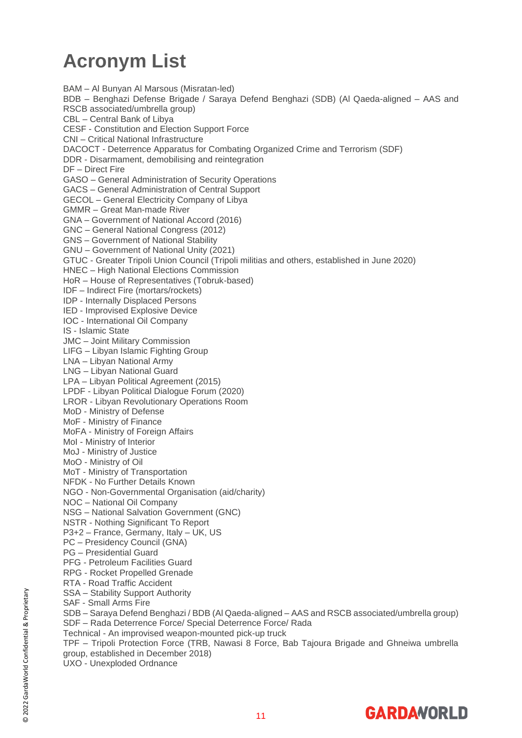# Acronym List

BAM – Al Bunyan Al Marsous (Misratan-led)
BDB – Benghazi Defense Brigade / Saraya Defend Benghazi (SDB) (Al Qaeda-aligned – AAS and RSCB associated/umbrella group)
CBL – Central Bank of Libya
CESF - Constitution and Election Support Force
CNI – Critical National Infrastructure
DACOCT - Deterrence Apparatus for Combating Organized Crime and Terrorism (SDF)
DDR - Disarmament, demobilising and reintegration
DF – Direct Fire
GASO – General Administration of Security Operations
GACS – General Administration of Central Support
GECOL – General Electricity Company of Libya
GMMR – Great Man-made River
GNA – Government of National Accord (2016)
GNC – General National Congress (2012)
GNS – Government of National Stability
GNU – Government of National Unity (2021)
GTUC - Greater Tripoli Union Council (Tripoli militias and others, established in June 2020)
HNEC – High National Elections Commission
HoR – House of Representatives (Tobruk-based)
IDF – Indirect Fire (mortars/rockets)
IDP - Internally Displaced Persons
IED - Improvised Explosive Device
IOC - International Oil Company
IS - Islamic State
JMC – Joint Military Commission
LIFG – Libyan Islamic Fighting Group
LNA – Libyan National Army
LNG – Libyan National Guard
LPA – Libyan Political Agreement (2015)
LPDF - Libyan Political Dialogue Forum (2020)
LROR - Libyan Revolutionary Operations Room
MoD - Ministry of Defense
MoF - Ministry of Finance
MoFA - Ministry of Foreign Affairs
MoI - Ministry of Interior
MoJ - Ministry of Justice
MoO - Ministry of Oil
MoT - Ministry of Transportation
NFDK - No Further Details Known
NGO - Non-Governmental Organisation (aid/charity)
NOC – National Oil Company
NSG – National Salvation Government (GNC)
NSTR - Nothing Significant To Report
P3+2 – France, Germany, Italy – UK, US
PC – Presidency Council (GNA)
PG – Presidential Guard
PFG - Petroleum Facilities Guard
RPG - Rocket Propelled Grenade
RTA - Road Traffic Accident
SSA – Stability Support Authority
SAF - Small Arms Fire
SDB – Saraya Defend Benghazi / BDB (Al Qaeda-aligned – AAS and RSCB associated/umbrella group)
SDF – Rada Deterrence Force/ Special Deterrence Force/ Rada
Technical - An improvised weapon-mounted pick-up truck
TPF – Tripoli Protection Force (TRB, Nawasi 8 Force, Bab Tajoura Brigade and Ghneiwa umbrella group, established in December 2018)
UXO - Unexploded Ordnance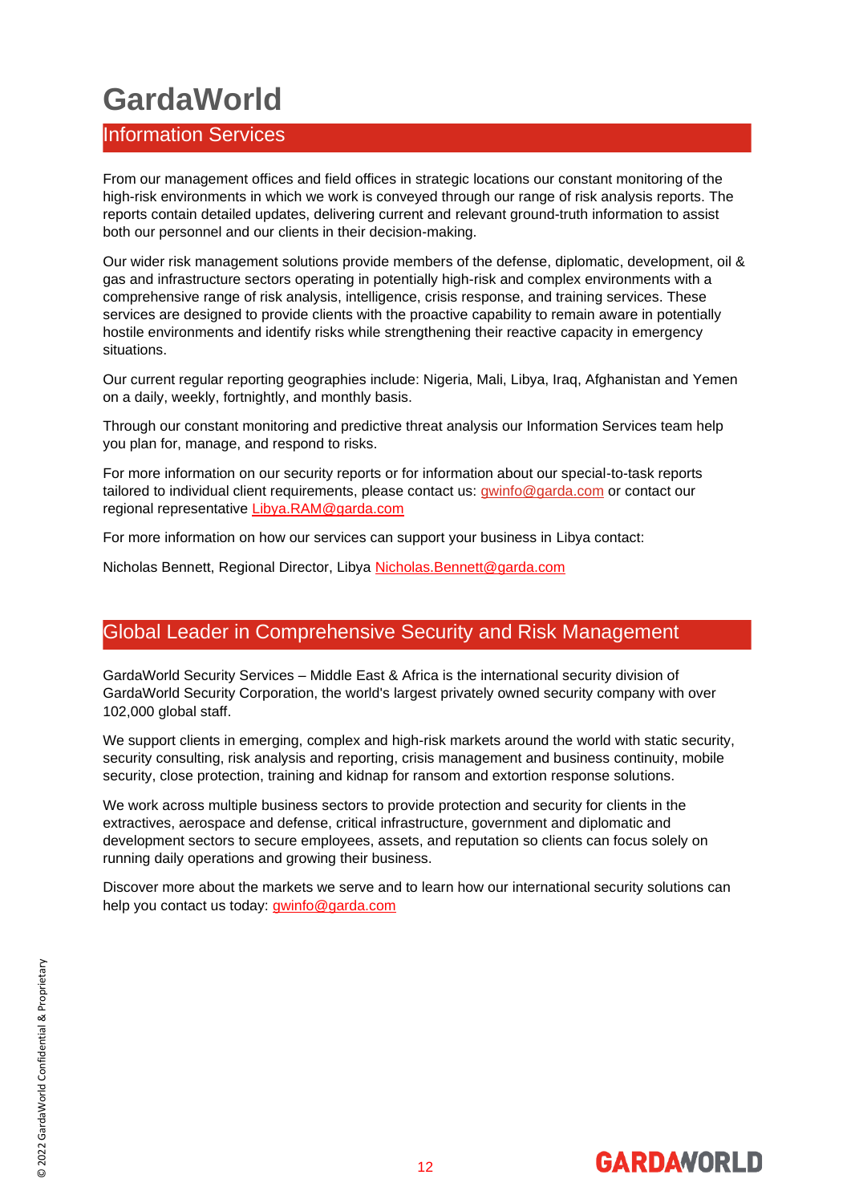# GardaWorld

## Information Services

From our management offices and field offices in strategic locations our constant monitoring of the high-risk environments in which we work is conveyed through our range of risk analysis reports. The reports contain detailed updates, delivering current and relevant ground-truth information to assist both our personnel and our clients in their decision-making.

Our wider risk management solutions provide members of the defense, diplomatic, development, oil & gas and infrastructure sectors operating in potentially high-risk and complex environments with a comprehensive range of risk analysis, intelligence, crisis response, and training services. These services are designed to provide clients with the proactive capability to remain aware in potentially hostile environments and identify risks while strengthening their reactive capacity in emergency situations.

Our current regular reporting geographies include: Nigeria, Mali, Libya, Iraq, Afghanistan and Yemen on a daily, weekly, fortnightly, and monthly basis.

Through our constant monitoring and predictive threat analysis our Information Services team help you plan for, manage, and respond to risks.

For more information on our security reports or for information about our special-to-task reports tailored to individual client requirements, please contact us: gwinfo@garda.com or contact our regional representative Libya.RAM@garda.com

For more information on how our services can support your business in Libya contact:

Nicholas Bennett, Regional Director, Libya Nicholas.Bennett@garda.com

## Global Leader in Comprehensive Security and Risk Management

GardaWorld Security Services – Middle East & Africa is the international security division of GardaWorld Security Corporation, the world's largest privately owned security company with over 102,000 global staff.

We support clients in emerging, complex and high-risk markets around the world with static security, security consulting, risk analysis and reporting, crisis management and business continuity, mobile security, close protection, training and kidnap for ransom and extortion response solutions.

We work across multiple business sectors to provide protection and security for clients in the extractives, aerospace and defense, critical infrastructure, government and diplomatic and development sectors to secure employees, assets, and reputation so clients can focus solely on running daily operations and growing their business.

Discover more about the markets we serve and to learn how our international security solutions can help you contact us today: gwinfo@garda.com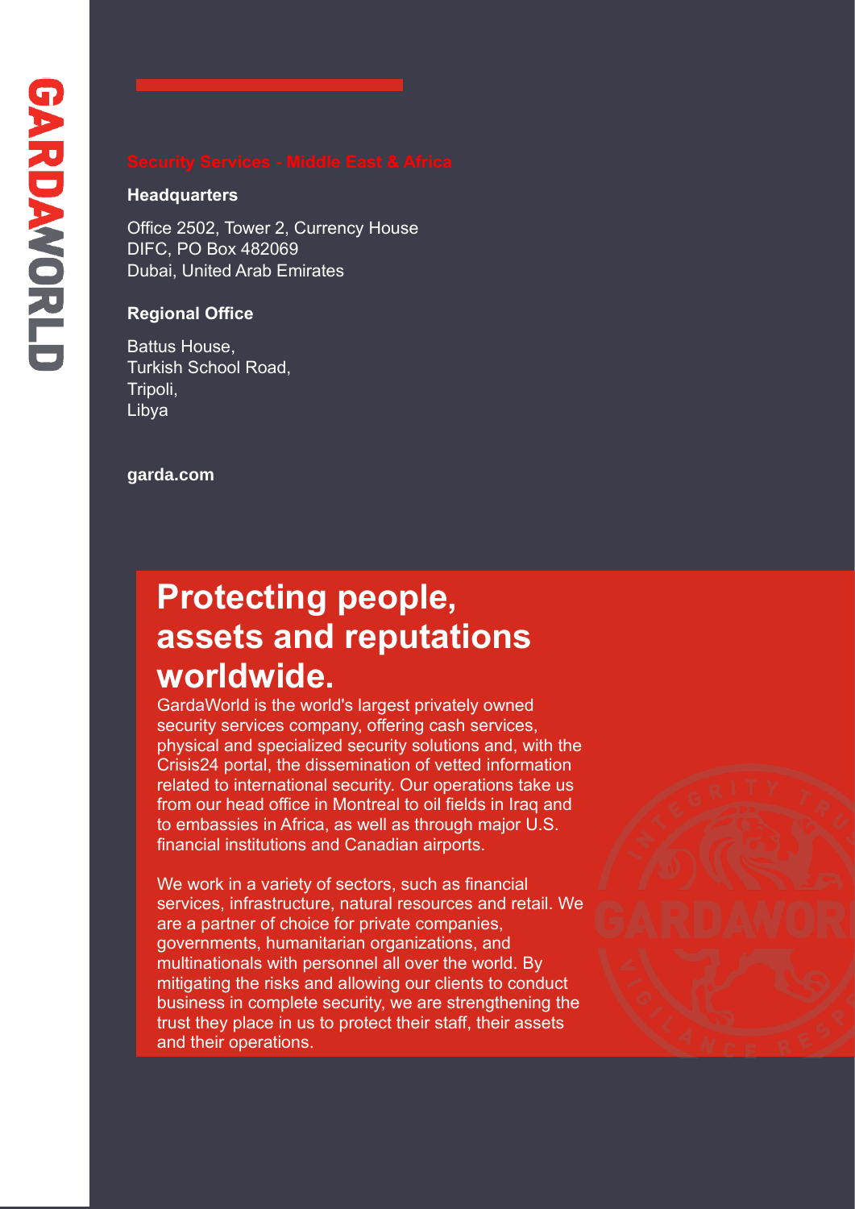GARDAWORLD

## Security Services - Middle East & Africa

**Headquarters**

Office 2502, Tower 2, Currency House
DIFC, PO Box 482069
Dubai, United Arab Emirates

**Regional Office**

Battus House,
Turkish School Road,
Tripoli,
Libya

**garda.com**

# Protecting people, assets and reputations worldwide.

GardaWorld is the world's largest privately owned security services company, offering cash services, physical and specialized security solutions and, with the Crisis24 portal, the dissemination of vetted information related to international security. Our operations take us from our head office in Montreal to oil fields in Iraq and to embassies in Africa, as well as through major U.S. financial institutions and Canadian airports.

We work in a variety of sectors, such as financial services, infrastructure, natural resources and retail. We are a partner of choice for private companies, governments, humanitarian organizations, and multinationals with personnel all over the world. By mitigating the risks and allowing our clients to conduct business in complete security, we are strengthening the trust they place in us to protect their staff, their assets and their operations.